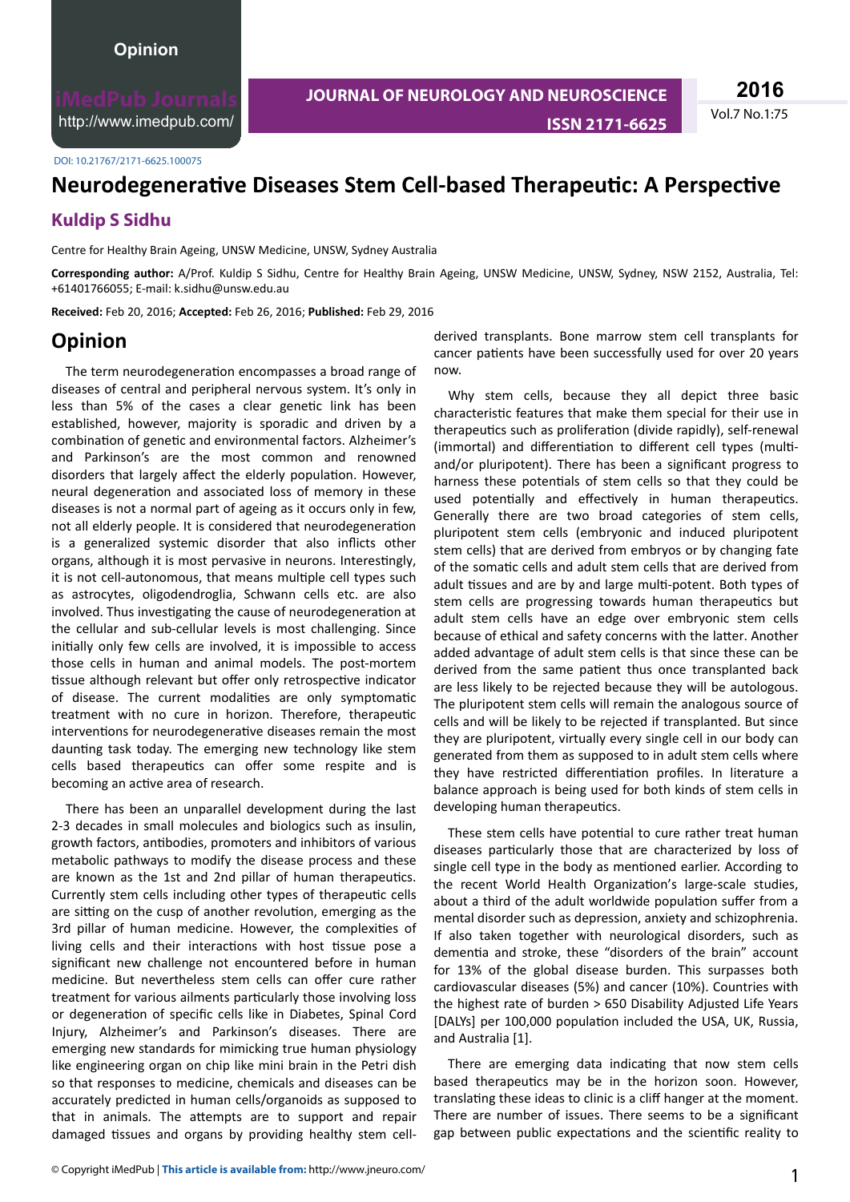DOI: 10.21767/2171-6625.100075

# Neurodegenerative Diseases Stem Cell-based Therapeutic: A Perspective

**Kuldip S Sidhu**

Centre for Healthy Brain Ageing, UNSW Medicine, UNSW, Sydney Australia

**Corresponding author:** A/Prof. Kuldip S Sidhu, Centre for Healthy Brain Ageing, UNSW Medicine, UNSW, Sydney, NSW 2152, Australia, Tel: +61401766055; E-mail: k.sidhu@unsw.edu.au

**Received:** Feb 20, 2016; **Accepted:** Feb 26, 2016; **Published:** Feb 29, 2016

## Opinion

The term neurodegeneration encompasses a broad range of diseases of central and peripheral nervous system. It's only in less than 5% of the cases a clear genetic link has been established, however, majority is sporadic and driven by a combination of genetic and environmental factors. Alzheimer's and Parkinson's are the most common and renowned disorders that largely affect the elderly population. However, neural degeneration and associated loss of memory in these diseases is not a normal part of ageing as it occurs only in few, not all elderly people. It is considered that neurodegeneration is a generalized systemic disorder that also inflicts other organs, although it is most pervasive in neurons. Interestingly, it is not cell-autonomous, that means multiple cell types such as astrocytes, oligodendroglia, Schwann cells etc. are also involved. Thus investigating the cause of neurodegeneration at the cellular and sub-cellular levels is most challenging. Since initially only few cells are involved, it is impossible to access those cells in human and animal models. The post-mortem tissue although relevant but offer only retrospective indicator of disease. The current modalities are only symptomatic treatment with no cure in horizon. Therefore, therapeutic interventions for neurodegenerative diseases remain the most daunting task today. The emerging new technology like stem cells based therapeutics can offer some respite and is becoming an active area of research.

There has been an unparallel development during the last 2-3 decades in small molecules and biologics such as insulin, growth factors, antibodies, promoters and inhibitors of various metabolic pathways to modify the disease process and these are known as the 1st and 2nd pillar of human therapeutics. Currently stem cells including other types of therapeutic cells are sitting on the cusp of another revolution, emerging as the 3rd pillar of human medicine. However, the complexities of living cells and their interactions with host tissue pose a significant new challenge not encountered before in human medicine. But nevertheless stem cells can offer cure rather treatment for various ailments particularly those involving loss or degeneration of specific cells like in Diabetes, Spinal Cord Injury, Alzheimer's and Parkinson's diseases. There are emerging new standards for mimicking true human physiology like engineering organ on chip like mini brain in the Petri dish so that responses to medicine, chemicals and diseases can be accurately predicted in human cells/organoids as supposed to that in animals. The attempts are to support and repair damaged tissues and organs by providing healthy stem cell-derived transplants. Bone marrow stem cell transplants for cancer patients have been successfully used for over 20 years now.

Why stem cells, because they all depict three basic characteristic features that make them special for their use in therapeutics such as proliferation (divide rapidly), self-renewal (immortal) and differentiation to different cell types (multi-and/or pluripotent). There has been a significant progress to harness these potentials of stem cells so that they could be used potentially and effectively in human therapeutics. Generally there are two broad categories of stem cells, pluripotent stem cells (embryonic and induced pluripotent stem cells) that are derived from embryos or by changing fate of the somatic cells and adult stem cells that are derived from adult tissues and are by and large multi-potent. Both types of stem cells are progressing towards human therapeutics but adult stem cells have an edge over embryonic stem cells because of ethical and safety concerns with the latter. Another added advantage of adult stem cells is that since these can be derived from the same patient thus once transplanted back are less likely to be rejected because they will be autologous. The pluripotent stem cells will remain the analogous source of cells and will be likely to be rejected if transplanted. But since they are pluripotent, virtually every single cell in our body can generated from them as supposed to in adult stem cells where they have restricted differentiation profiles. In literature a balance approach is being used for both kinds of stem cells in developing human therapeutics.

These stem cells have potential to cure rather treat human diseases particularly those that are characterized by loss of single cell type in the body as mentioned earlier. According to the recent World Health Organization's large-scale studies, about a third of the adult worldwide population suffer from a mental disorder such as depression, anxiety and schizophrenia. If also taken together with neurological disorders, such as dementia and stroke, these "disorders of the brain" account for 13% of the global disease burden. This surpasses both cardiovascular diseases (5%) and cancer (10%). Countries with the highest rate of burden > 650 Disability Adjusted Life Years [DALYs] per 100,000 population included the USA, UK, Russia, and Australia [1].

There are emerging data indicating that now stem cells based therapeutics may be in the horizon soon. However, translating these ideas to clinic is a cliff hanger at the moment. There are number of issues. There seems to be a significant gap between public expectations and the scientific reality to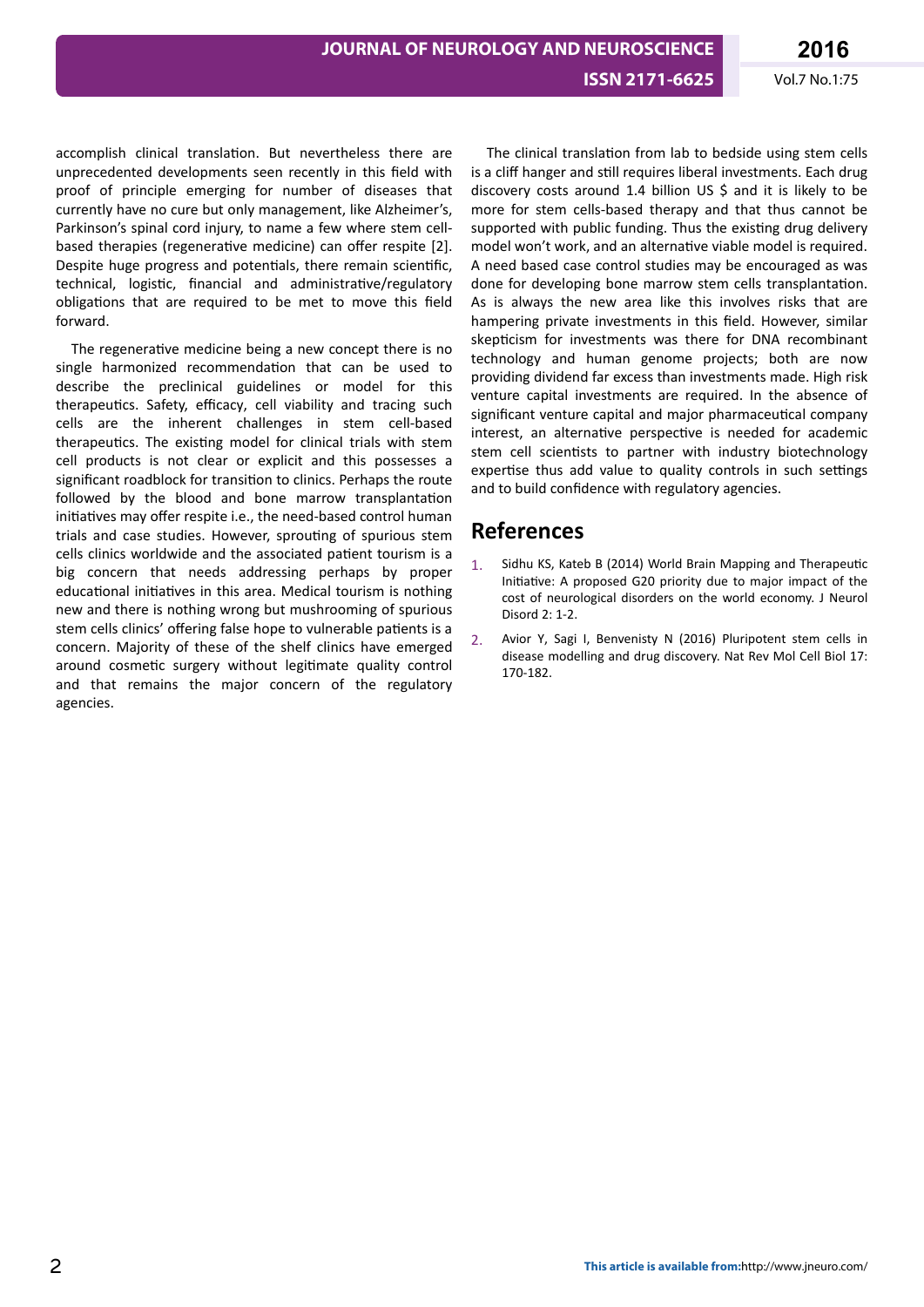accomplish clinical translation. But nevertheless there are unprecedented developments seen recently in this field with proof of principle emerging for number of diseases that currently have no cure but only management, like Alzheimer's, Parkinson's spinal cord injury, to name a few where stem cell-based therapies (regenerative medicine) can offer respite [2]. Despite huge progress and potentials, there remain scientific, technical, logistic, financial and administrative/regulatory obligations that are required to be met to move this field forward.

The regenerative medicine being a new concept there is no single harmonized recommendation that can be used to describe the preclinical guidelines or model for this therapeutics. Safety, efficacy, cell viability and tracing such cells are the inherent challenges in stem cell-based therapeutics. The existing model for clinical trials with stem cell products is not clear or explicit and this possesses a significant roadblock for transition to clinics. Perhaps the route followed by the blood and bone marrow transplantation initiatives may offer respite i.e., the need-based control human trials and case studies. However, sprouting of spurious stem cells clinics worldwide and the associated patient tourism is a big concern that needs addressing perhaps by proper educational initiatives in this area. Medical tourism is nothing new and there is nothing wrong but mushrooming of spurious stem cells clinics' offering false hope to vulnerable patients is a concern. Majority of these of the shelf clinics have emerged around cosmetic surgery without legitimate quality control and that remains the major concern of the regulatory agencies.

The clinical translation from lab to bedside using stem cells is a cliff hanger and still requires liberal investments. Each drug discovery costs around 1.4 billion US $ and it is likely to be more for stem cells-based therapy and that thus cannot be supported with public funding. Thus the existing drug delivery model won't work, and an alternative viable model is required. A need based case control studies may be encouraged as was done for developing bone marrow stem cells transplantation. As is always the new area like this involves risks that are hampering private investments in this field. However, similar skepticism for investments was there for DNA recombinant technology and human genome projects; both are now providing dividend far excess than investments made. High risk venture capital investments are required. In the absence of significant venture capital and major pharmaceutical company interest, an alternative perspective is needed for academic stem cell scientists to partner with industry biotechnology expertise thus add value to quality controls in such settings and to build confidence with regulatory agencies.

## References

1. Sidhu KS, Kateb B (2014) World Brain Mapping and Therapeutic Initiative: A proposed G20 priority due to major impact of the cost of neurological disorders on the world economy. J Neurol Disord 2: 1-2.
2. Avior Y, Sagi I, Benvenisty N (2016) Pluripotent stem cells in disease modelling and drug discovery. Nat Rev Mol Cell Biol 17: 170-182.